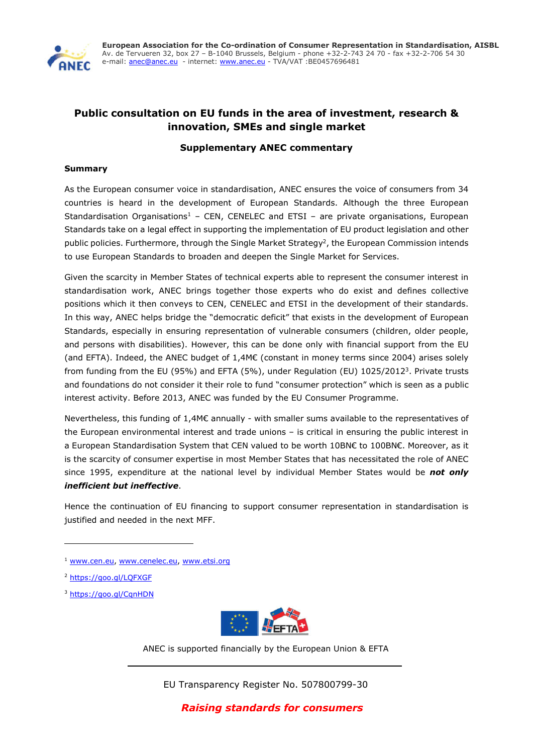European Association for the Co-ordination of Consumer Representation in Standardisation, AISBL
Av. de Tervueren 32, box 27 – B-1040 Brussels, Belgium - phone +32-2-743 24 70 - fax +32-2-706 54 30
e-mail: anec@anec.eu - internet: www.anec.eu - TVA/VAT :BE0457696481

# Public consultation on EU funds in the area of investment, research & innovation, SMEs and single market

## Supplementary ANEC commentary

### Summary

As the European consumer voice in standardisation, ANEC ensures the voice of consumers from 34 countries is heard in the development of European Standards. Although the three European Standardisation Organisations[1] – CEN, CENELEC and ETSI – are private organisations, European Standards take on a legal effect in supporting the implementation of EU product legislation and other public policies. Furthermore, through the Single Market Strategy[2], the European Commission intends to use European Standards to broaden and deepen the Single Market for Services.

Given the scarcity in Member States of technical experts able to represent the consumer interest in standardisation work, ANEC brings together those experts who do exist and defines collective positions which it then conveys to CEN, CENELEC and ETSI in the development of their standards. In this way, ANEC helps bridge the "democratic deficit" that exists in the development of European Standards, especially in ensuring representation of vulnerable consumers (children, older people, and persons with disabilities). However, this can be done only with financial support from the EU (and EFTA). Indeed, the ANEC budget of 1,4M€ (constant in money terms since 2004) arises solely from funding from the EU (95%) and EFTA (5%), under Regulation (EU) 1025/2012[3]. Private trusts and foundations do not consider it their role to fund "consumer protection" which is seen as a public interest activity. Before 2013, ANEC was funded by the EU Consumer Programme.

Nevertheless, this funding of 1,4M€ annually - with smaller sums available to the representatives of the European environmental interest and trade unions – is critical in ensuring the public interest in a European Standardisation System that CEN valued to be worth 10BN€ to 100BN€. Moreover, as it is the scarcity of consumer expertise in most Member States that has necessitated the role of ANEC since 1995, expenditure at the national level by individual Member States would be ***not only inefficient but ineffective***.

Hence the continuation of EU financing to support consumer representation in standardisation is justified and needed in the next MFF.

---

[1] www.cen.eu, www.cenelec.eu, www.etsi.org

[2] https://goo.gl/LQFXGF

[3] https://goo.gl/CgnHDN

ANEC is supported financially by the European Union & EFTA

EU Transparency Register No. 507800799-30

***Raising standards for consumers***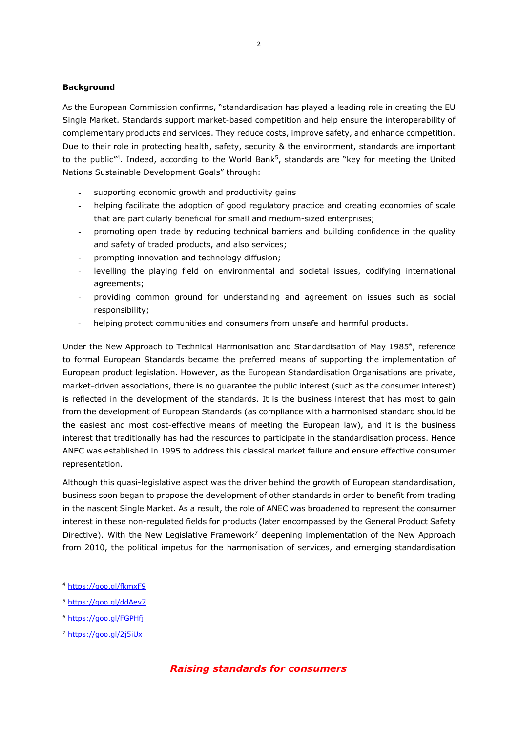**Background**

As the European Commission confirms, "standardisation has played a leading role in creating the EU Single Market. Standards support market-based competition and help ensure the interoperability of complementary products and services. They reduce costs, improve safety, and enhance competition. Due to their role in protecting health, safety, security & the environment, standards are important to the public"[4]. Indeed, according to the World Bank[5], standards are "key for meeting the United Nations Sustainable Development Goals" through:

- supporting economic growth and productivity gains
- helping facilitate the adoption of good regulatory practice and creating economies of scale that are particularly beneficial for small and medium-sized enterprises;
- promoting open trade by reducing technical barriers and building confidence in the quality and safety of traded products, and also services;
- prompting innovation and technology diffusion;
- levelling the playing field on environmental and societal issues, codifying international agreements;
- providing common ground for understanding and agreement on issues such as social responsibility;
- helping protect communities and consumers from unsafe and harmful products.

Under the New Approach to Technical Harmonisation and Standardisation of May 1985[6], reference to formal European Standards became the preferred means of supporting the implementation of European product legislation. However, as the European Standardisation Organisations are private, market-driven associations, there is no guarantee the public interest (such as the consumer interest) is reflected in the development of the standards. It is the business interest that has most to gain from the development of European Standards (as compliance with a harmonised standard should be the easiest and most cost-effective means of meeting the European law), and it is the business interest that traditionally has had the resources to participate in the standardisation process. Hence ANEC was established in 1995 to address this classical market failure and ensure effective consumer representation.

Although this quasi-legislative aspect was the driver behind the growth of European standardisation, business soon began to propose the development of other standards in order to benefit from trading in the nascent Single Market. As a result, the role of ANEC was broadened to represent the consumer interest in these non-regulated fields for products (later encompassed by the General Product Safety Directive). With the New Legislative Framework[7] deepening implementation of the New Approach from 2010, the political impetus for the harmonisation of services, and emerging standardisation

[4] https://goo.gl/fkmxF9

[5] https://goo.gl/ddAev7

[6] https://goo.gl/FGPHfj

[7] https://goo.gl/2j5iUx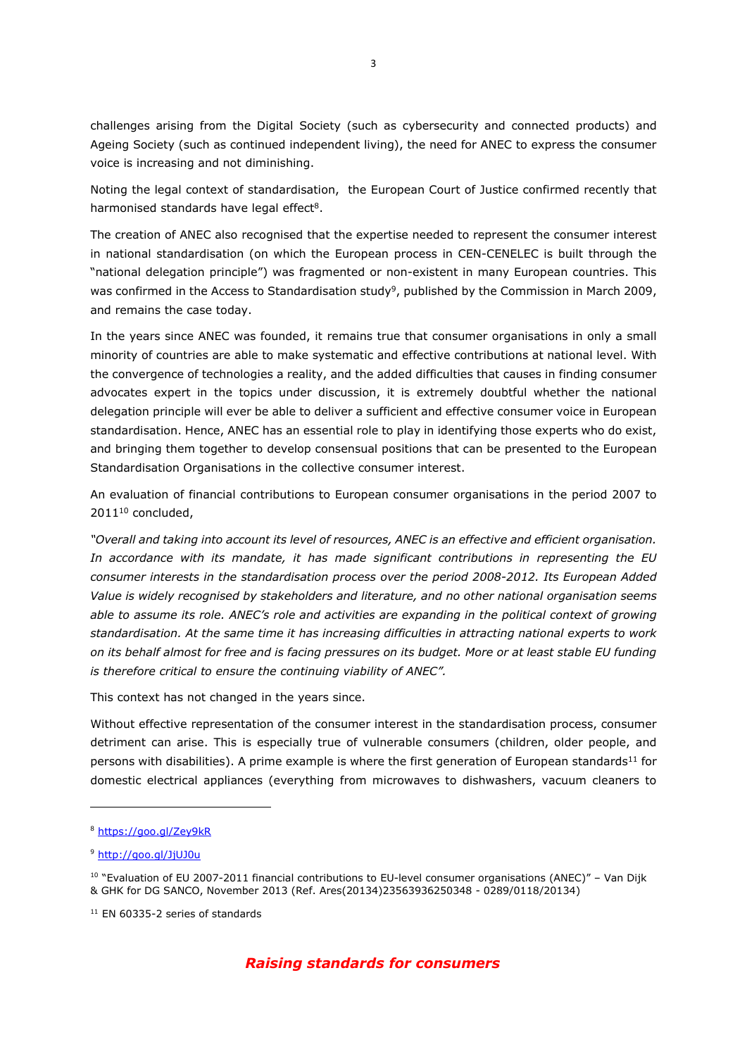challenges arising from the Digital Society (such as cybersecurity and connected products) and Ageing Society (such as continued independent living), the need for ANEC to express the consumer voice is increasing and not diminishing.

Noting the legal context of standardisation, the European Court of Justice confirmed recently that harmonised standards have legal effect[8].

The creation of ANEC also recognised that the expertise needed to represent the consumer interest in national standardisation (on which the European process in CEN-CENELEC is built through the "national delegation principle") was fragmented or non-existent in many European countries. This was confirmed in the Access to Standardisation study[9], published by the Commission in March 2009, and remains the case today.

In the years since ANEC was founded, it remains true that consumer organisations in only a small minority of countries are able to make systematic and effective contributions at national level. With the convergence of technologies a reality, and the added difficulties that causes in finding consumer advocates expert in the topics under discussion, it is extremely doubtful whether the national delegation principle will ever be able to deliver a sufficient and effective consumer voice in European standardisation. Hence, ANEC has an essential role to play in identifying those experts who do exist, and bringing them together to develop consensual positions that can be presented to the European Standardisation Organisations in the collective consumer interest.

An evaluation of financial contributions to European consumer organisations in the period 2007 to 2011[10] concluded,

*"Overall and taking into account its level of resources, ANEC is an effective and efficient organisation. In accordance with its mandate, it has made significant contributions in representing the EU consumer interests in the standardisation process over the period 2008-2012. Its European Added Value is widely recognised by stakeholders and literature, and no other national organisation seems able to assume its role. ANEC's role and activities are expanding in the political context of growing standardisation. At the same time it has increasing difficulties in attracting national experts to work on its behalf almost for free and is facing pressures on its budget. More or at least stable EU funding is therefore critical to ensure the continuing viability of ANEC".*

This context has not changed in the years since.

Without effective representation of the consumer interest in the standardisation process, consumer detriment can arise. This is especially true of vulnerable consumers (children, older people, and persons with disabilities). A prime example is where the first generation of European standards[11] for domestic electrical appliances (everything from microwaves to dishwashers, vacuum cleaners to

---

[8] https://goo.gl/Zey9kR

[9] http://goo.gl/JjUJ0u

[10] "Evaluation of EU 2007-2011 financial contributions to EU-level consumer organisations (ANEC)" – Van Dijk & GHK for DG SANCO, November 2013 (Ref. Ares(20134)23563936250348 - 0289/0118/20134)

[11] EN 60335-2 series of standards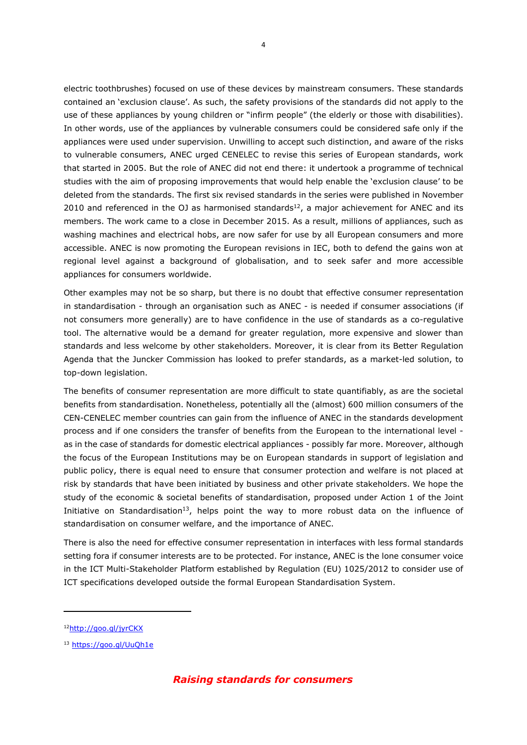electric toothbrushes) focused on use of these devices by mainstream consumers. These standards contained an 'exclusion clause'. As such, the safety provisions of the standards did not apply to the use of these appliances by young children or "infirm people" (the elderly or those with disabilities). In other words, use of the appliances by vulnerable consumers could be considered safe only if the appliances were used under supervision. Unwilling to accept such distinction, and aware of the risks to vulnerable consumers, ANEC urged CENELEC to revise this series of European standards, work that started in 2005. But the role of ANEC did not end there: it undertook a programme of technical studies with the aim of proposing improvements that would help enable the 'exclusion clause' to be deleted from the standards. The first six revised standards in the series were published in November 2010 and referenced in the OJ as harmonised standards[12], a major achievement for ANEC and its members. The work came to a close in December 2015. As a result, millions of appliances, such as washing machines and electrical hobs, are now safer for use by all European consumers and more accessible. ANEC is now promoting the European revisions in IEC, both to defend the gains won at regional level against a background of globalisation, and to seek safer and more accessible appliances for consumers worldwide.

Other examples may not be so sharp, but there is no doubt that effective consumer representation in standardisation - through an organisation such as ANEC - is needed if consumer associations (if not consumers more generally) are to have confidence in the use of standards as a co-regulative tool. The alternative would be a demand for greater regulation, more expensive and slower than standards and less welcome by other stakeholders. Moreover, it is clear from its Better Regulation Agenda that the Juncker Commission has looked to prefer standards, as a market-led solution, to top-down legislation.

The benefits of consumer representation are more difficult to state quantifiably, as are the societal benefits from standardisation. Nonetheless, potentially all the (almost) 600 million consumers of the CEN-CENELEC member countries can gain from the influence of ANEC in the standards development process and if one considers the transfer of benefits from the European to the international level - as in the case of standards for domestic electrical appliances - possibly far more. Moreover, although the focus of the European Institutions may be on European standards in support of legislation and public policy, there is equal need to ensure that consumer protection and welfare is not placed at risk by standards that have been initiated by business and other private stakeholders. We hope the study of the economic & societal benefits of standardisation, proposed under Action 1 of the Joint Initiative on Standardisation[13], helps point the way to more robust data on the influence of standardisation on consumer welfare, and the importance of ANEC.

There is also the need for effective consumer representation in interfaces with less formal standards setting fora if consumer interests are to be protected. For instance, ANEC is the lone consumer voice in the ICT Multi-Stakeholder Platform established by Regulation (EU) 1025/2012 to consider use of ICT specifications developed outside the formal European Standardisation System.

---

[12] http://goo.gl/jyrCKX

[13] https://goo.gl/UuQh1e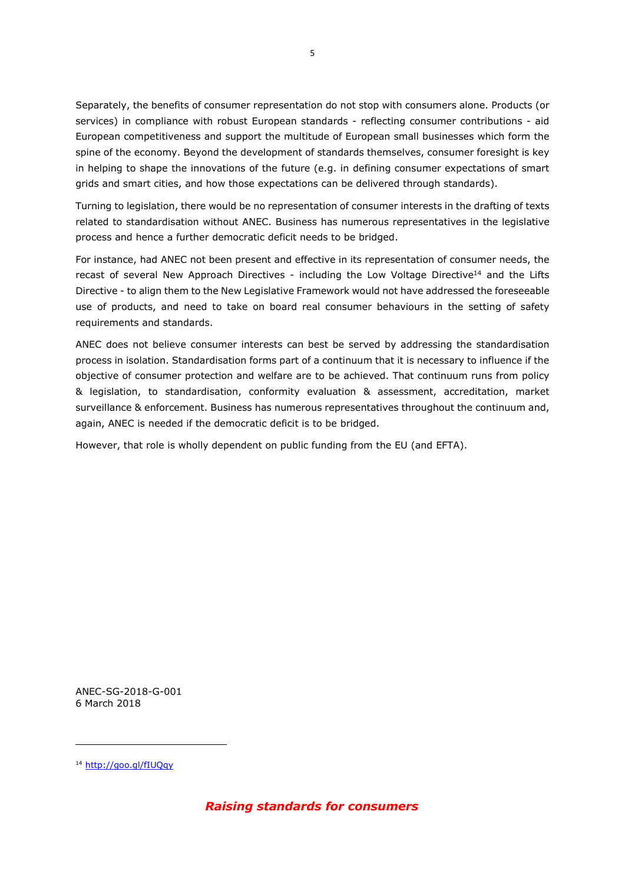Separately, the benefits of consumer representation do not stop with consumers alone. Products (or services) in compliance with robust European standards - reflecting consumer contributions - aid European competitiveness and support the multitude of European small businesses which form the spine of the economy. Beyond the development of standards themselves, consumer foresight is key in helping to shape the innovations of the future (e.g. in defining consumer expectations of smart grids and smart cities, and how those expectations can be delivered through standards).

Turning to legislation, there would be no representation of consumer interests in the drafting of texts related to standardisation without ANEC. Business has numerous representatives in the legislative process and hence a further democratic deficit needs to be bridged.

For instance, had ANEC not been present and effective in its representation of consumer needs, the recast of several New Approach Directives - including the Low Voltage Directive[14] and the Lifts Directive - to align them to the New Legislative Framework would not have addressed the foreseeable use of products, and need to take on board real consumer behaviours in the setting of safety requirements and standards.

ANEC does not believe consumer interests can best be served by addressing the standardisation process in isolation. Standardisation forms part of a continuum that it is necessary to influence if the objective of consumer protection and welfare are to be achieved. That continuum runs from policy & legislation, to standardisation, conformity evaluation & assessment, accreditation, market surveillance & enforcement. Business has numerous representatives throughout the continuum and, again, ANEC is needed if the democratic deficit is to be bridged.

However, that role is wholly dependent on public funding from the EU (and EFTA).

ANEC-SG-2018-G-001
6 March 2018

[14] http://goo.gl/fIUQqy